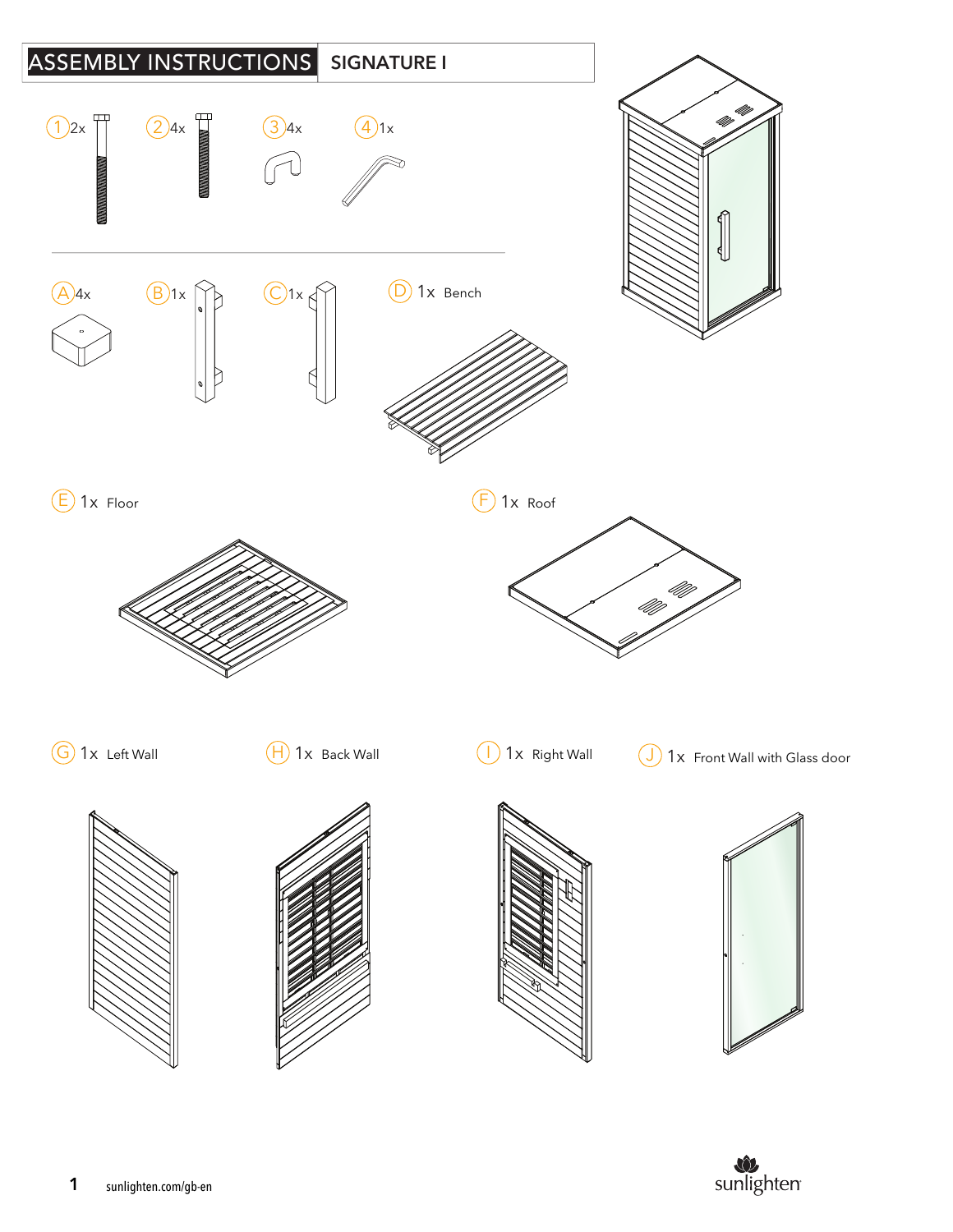# ASSEMBLY INSTRUCTIONS | SIGNATURE I

1 2x

2 4x

3 4x

4 1x

A 4x

B 1x

C 1x

D 1x Bench

E 1x Floor

F 1x Roof

G 1x Left Wall

H 1x Back Wall

I 1x Right Wall

J 1x Front Wall with Glass door

sunlighten.com/gb-en

sunlighten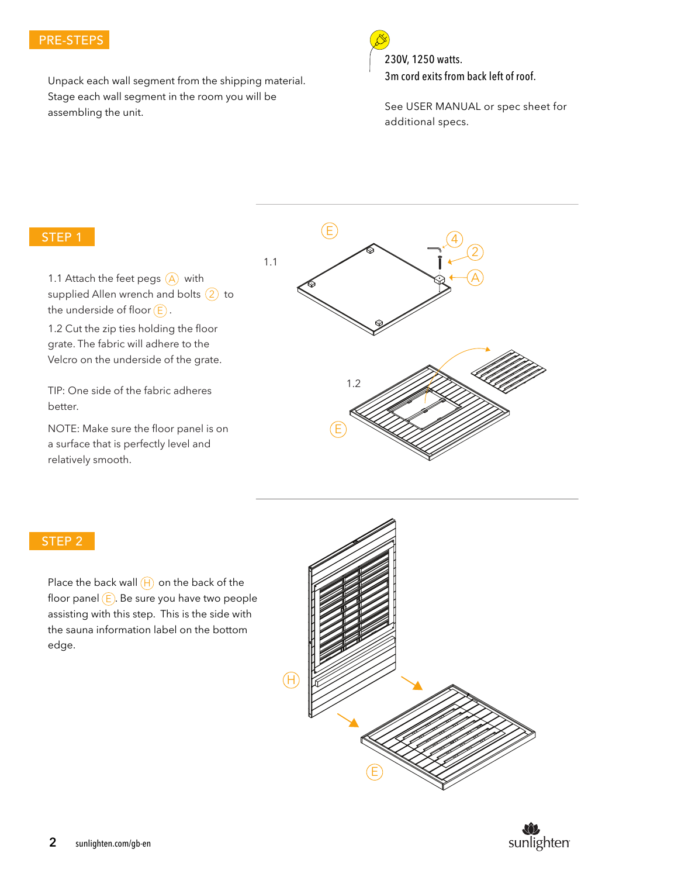## PRE-STEPS

Unpack each wall segment from the shipping material. Stage each wall segment in the room you will be assembling the unit.

230V, 1250 watts.
3m cord exits from back left of roof.

See USER MANUAL or spec sheet for additional specs.

## STEP 1

1.1 Attach the feet pegs (A) with supplied Allen wrench and bolts (2) to the underside of floor (E).

1.2 Cut the zip ties holding the floor grate. The fabric will adhere to the Velcro on the underside of the grate.

TIP: One side of the fabric adheres better.

NOTE: Make sure the floor panel is on a surface that is perfectly level and relatively smooth.

## STEP 2

Place the back wall (H) on the back of the floor panel (E). Be sure you have two people assisting with this step. This is the side with the sauna information label on the bottom edge.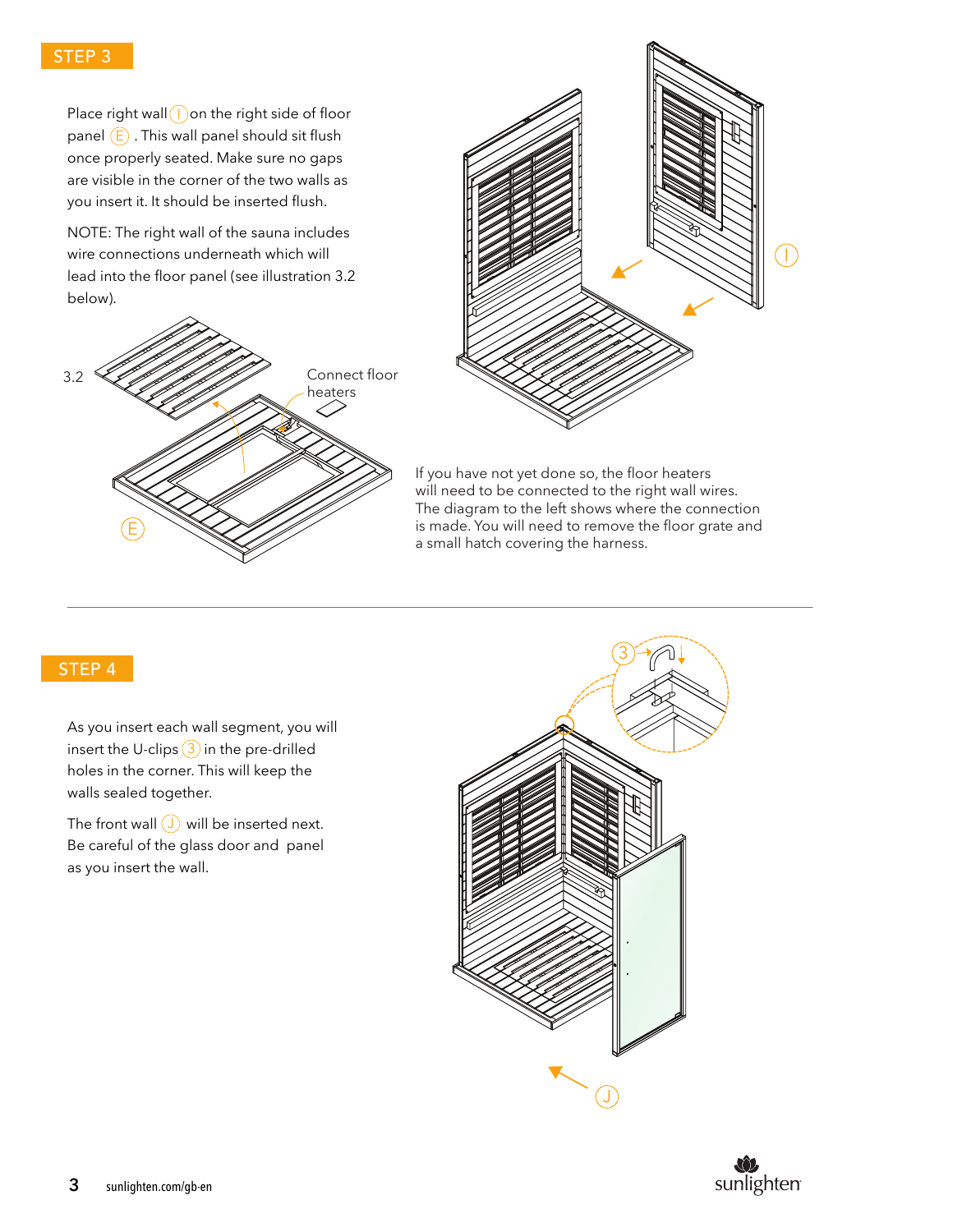## STEP 3

Place right wall (I) on the right side of floor panel (E) . This wall panel should sit flush once properly seated. Make sure no gaps are visible in the corner of the two walls as you insert it. It should be inserted flush.

NOTE: The right wall of the sauna includes wire connections underneath which will lead into the floor panel (see illustration 3.2 below).

3.2

Connect floor heaters

E

I

If you have not yet done so, the floor heaters will need to be connected to the right wall wires. The diagram to the left shows where the connection is made. You will need to remove the floor grate and a small hatch covering the harness.

## STEP 4

As you insert each wall segment, you will insert the U-clips (3) in the pre-drilled holes in the corner. This will keep the walls sealed together.

The front wall (J) will be inserted next. Be careful of the glass door and panel as you insert the wall.

3

J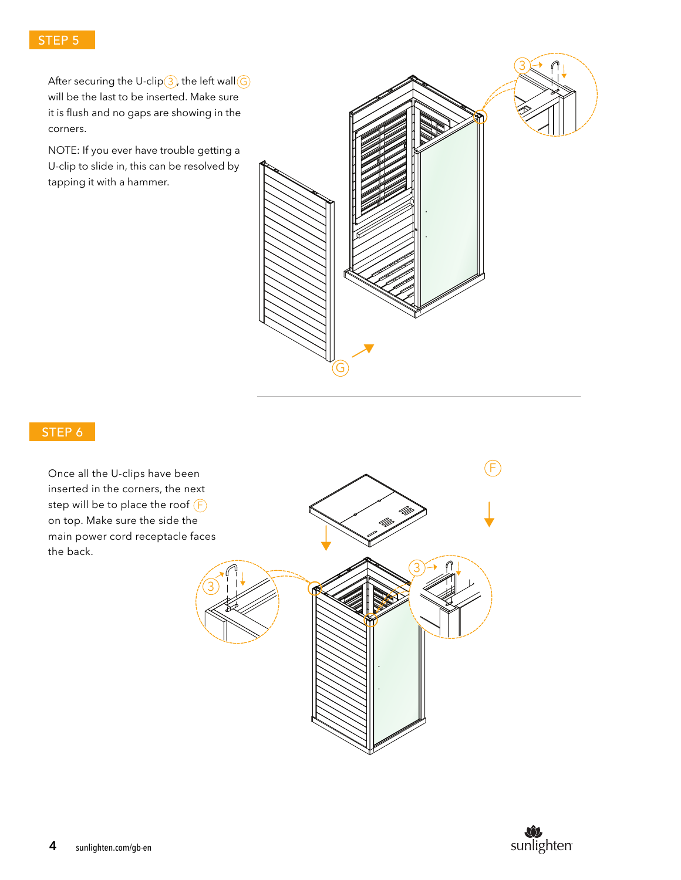## STEP 5

After securing the U-clip (3), the left wall (G) will be the last to be inserted. Make sure it is flush and no gaps are showing in the corners.

NOTE: If you ever have trouble getting a U-clip to slide in, this can be resolved by tapping it with a hammer.

## STEP 6

Once all the U-clips have been inserted in the corners, the next step will be to place the roof (F) on top. Make sure the side the main power cord receptacle faces the back.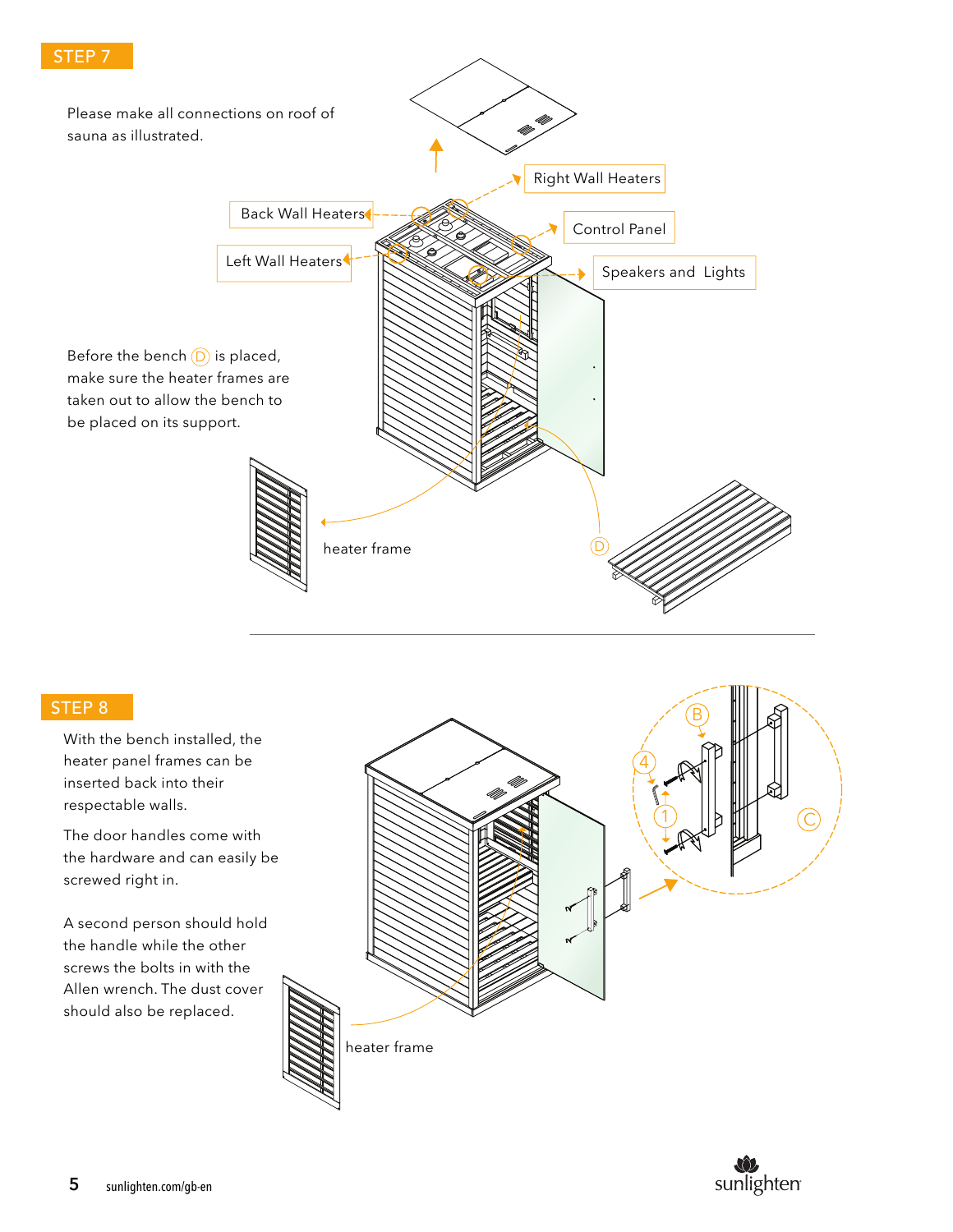## STEP 7

Please make all connections on roof of sauna as illustrated.

Back Wall Heaters

Left Wall Heaters

Right Wall Heaters

Control Panel

Speakers and Lights

Before the bench Ⓓ is placed, make sure the heater frames are taken out to allow the bench to be placed on its support.

heater frame

Ⓓ

## STEP 8

With the bench installed, the heater panel frames can be inserted back into their respectable walls.

The door handles come with the hardware and can easily be screwed right in.

A second person should hold the handle while the other screws the bolts in with the Allen wrench. The dust cover should also be replaced.

heater frame

Ⓑ Ⓒ ④ ①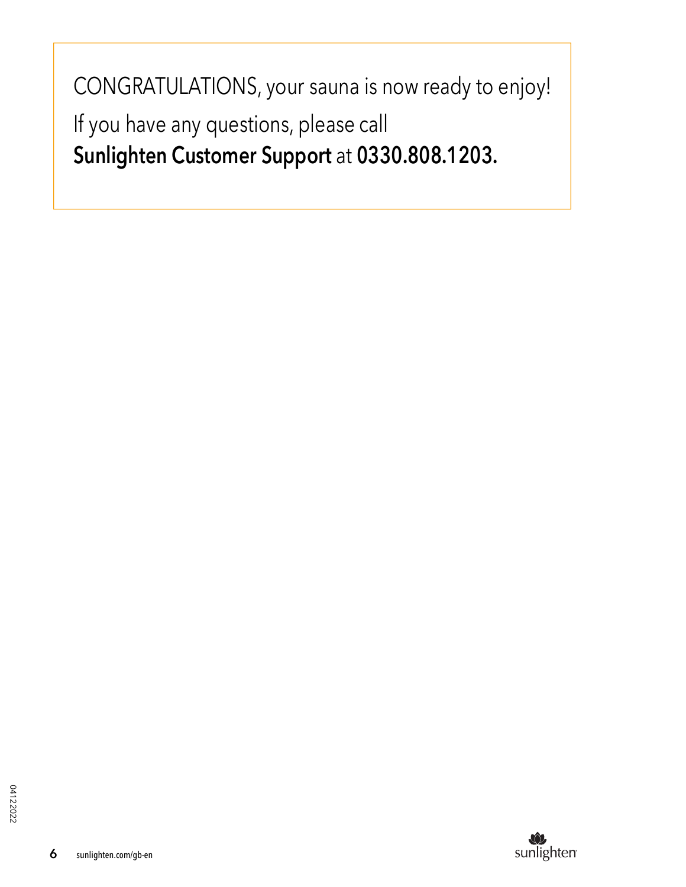CONGRATULATIONS, your sauna is now ready to enjoy!

If you have any questions, please call **Sunlighten Customer Support** at **0330.808.1203.**